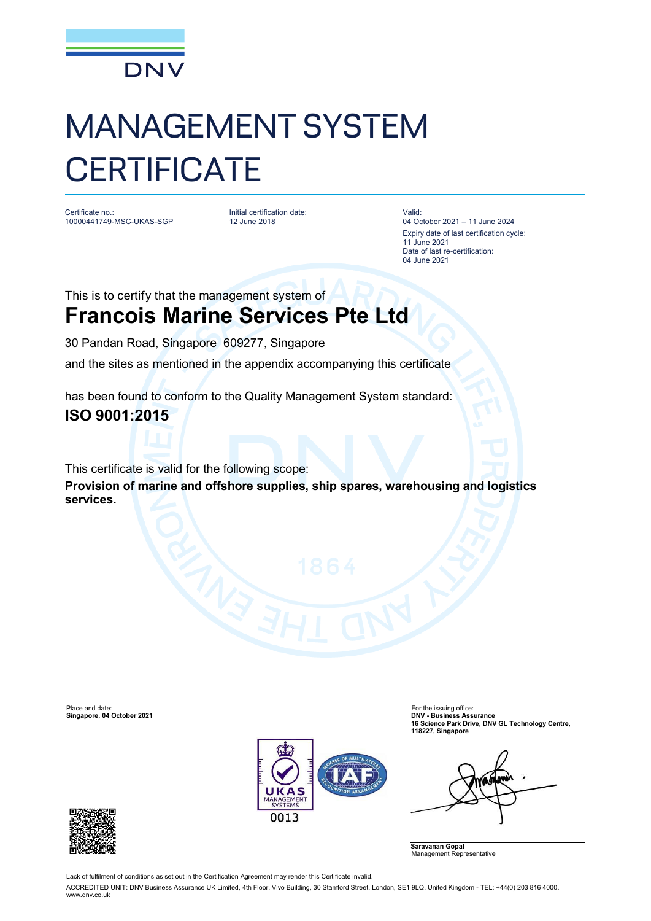DNV

# MANAGEMENT SYSTEM CERTIFICATE

Certificate no.:
10000441749-MSC-UKAS-SGP

Initial certification date:
12 June 2018

Valid:
04 October 2021 – 11 June 2024
Expiry date of last certification cycle:
11 June 2021
Date of last re-certification:
04 June 2021

This is to certify that the management system of

## Francois Marine Services Pte Ltd

30 Pandan Road, Singapore 609277, Singapore

and the sites as mentioned in the appendix accompanying this certificate

has been found to conform to the Quality Management System standard:

**ISO 9001:2015**

This certificate is valid for the following scope:

**Provision of marine and offshore supplies, ship spares, warehousing and logistics services.**

Place and date:
**Singapore, 04 October 2021**

For the issuing office:
**DNV - Business Assurance**
**16 Science Park Drive, DNV GL Technology Centre, 118227, Singapore**

UKAS MANAGEMENT SYSTEMS 0013

**Saravanan Gopal**
Management Representative

Lack of fulfilment of conditions as set out in the Certification Agreement may render this Certificate invalid.

ACCREDITED UNIT: DNV Business Assurance UK Limited, 4th Floor, Vivo Building, 30 Stamford Street, London, SE1 9LQ, United Kingdom - TEL: +44(0) 203 816 4000. www.dnv.co.uk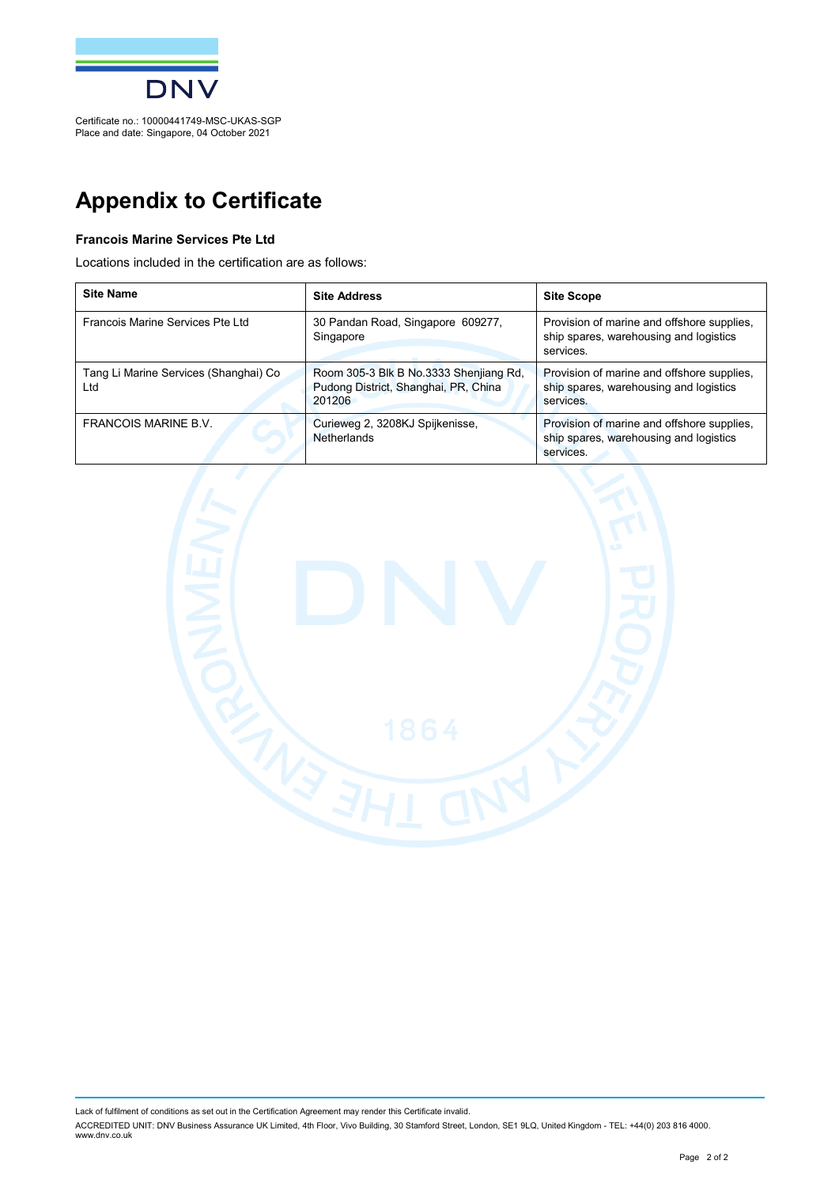Certificate no.: 10000441749-MSC-UKAS-SGP
Place and date: Singapore, 04 October 2021

# Appendix to Certificate

**Francois Marine Services Pte Ltd**

Locations included in the certification are as follows:

| Site Name | Site Address | Site Scope |
|---|---|---|
| Francois Marine Services Pte Ltd | 30 Pandan Road, Singapore 609277, Singapore | Provision of marine and offshore supplies, ship spares, warehousing and logistics services. |
| Tang Li Marine Services (Shanghai) Co Ltd | Room 305-3 Blk B No.3333 Shenjiang Rd, Pudong District, Shanghai, PR, China 201206 | Provision of marine and offshore supplies, ship spares, warehousing and logistics services. |
| FRANCOIS MARINE B.V. | Curieweg 2, 3208KJ Spijkenisse, Netherlands | Provision of marine and offshore supplies, ship spares, warehousing and logistics services. |

Lack of fulfilment of conditions as set out in the Certification Agreement may render this Certificate invalid.

ACCREDITED UNIT: DNV Business Assurance UK Limited, 4th Floor, Vivo Building, 30 Stamford Street, London, SE1 9LQ, United Kingdom - TEL: +44(0) 203 816 4000. www.dnv.co.uk